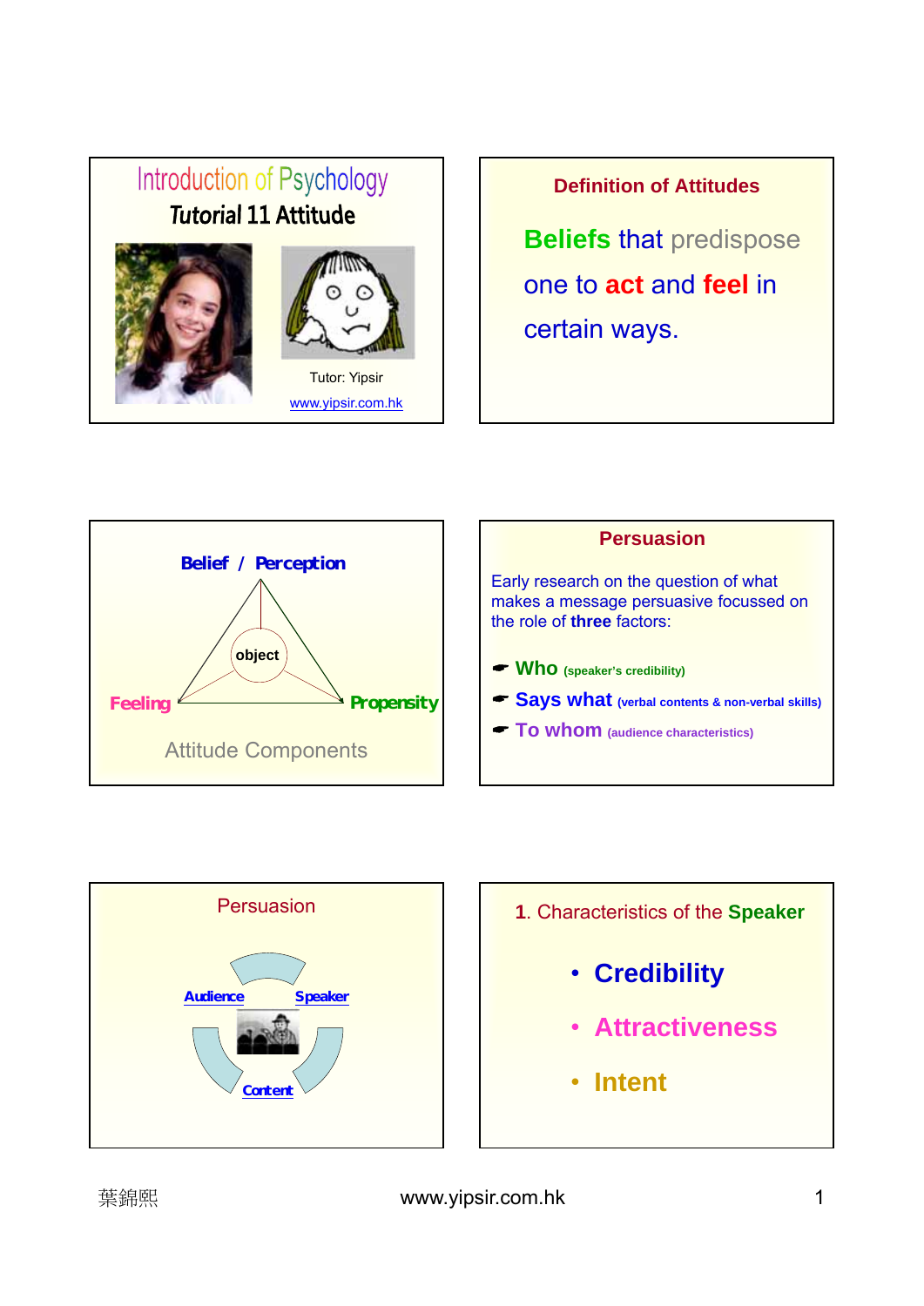# Introduction of Psychology

## Tutorial 11 Attitude

Tutor: Yipsir

www.yipsir.com.hk

## Definition of Attitudes

**Beliefs** that predispose one to **act** and **feel** in certain ways.

---

**Belief / Perception**

object

**Feeling**

**Propensity**

Attitude Components

## Persuasion

Early research on the question of what makes a message persuasive focussed on the role of **three** factors:

- **Who** (speaker's credibility)
- **Says what** (verbal contents & non-verbal skills)
- **To whom** (audience characteristics)

## Persuasion

Audience

Speaker

Content

## 1. Characteristics of the Speaker

- **Credibility**
- **Attractiveness**
- **Intent**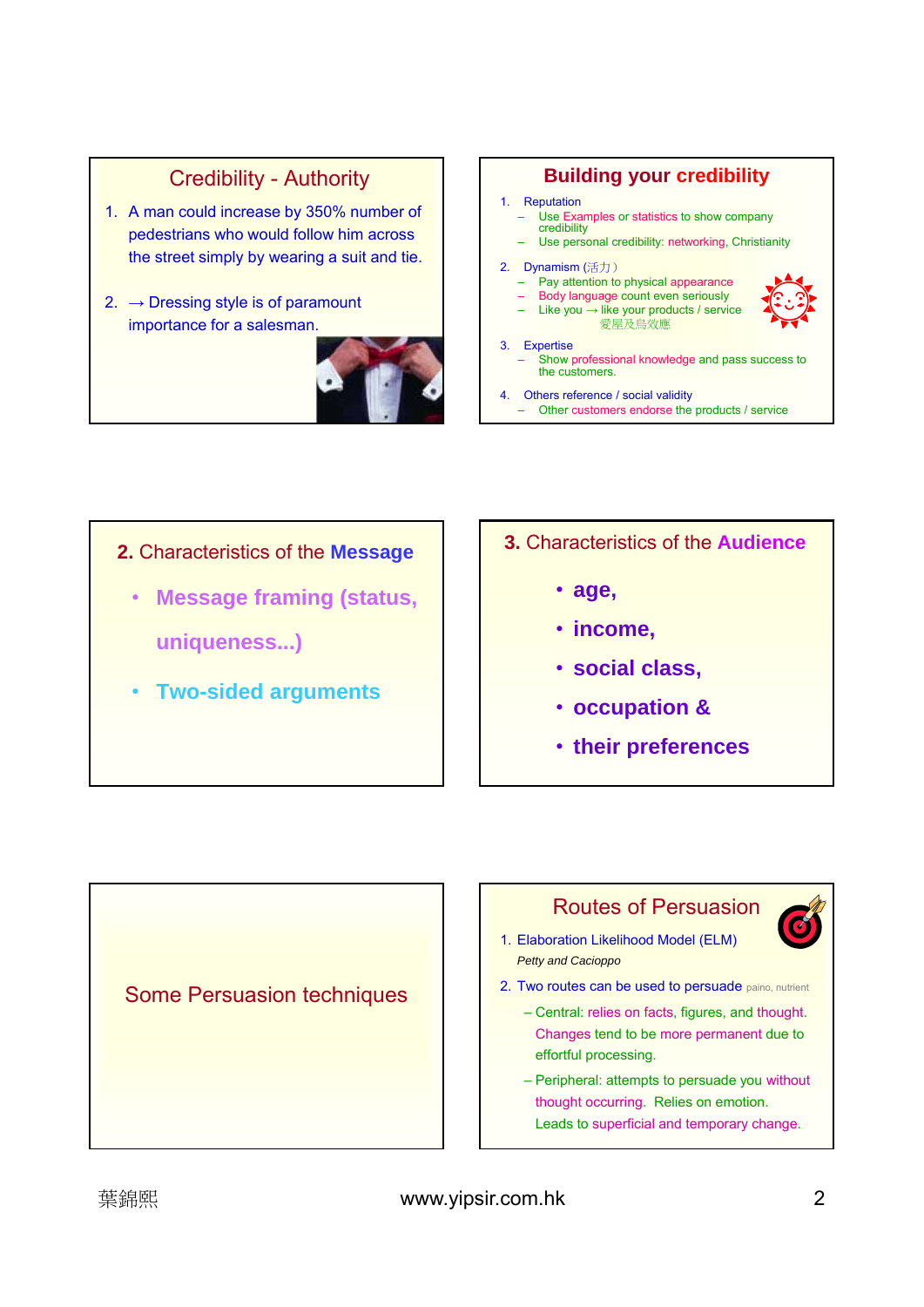## Credibility - Authority

1. A man could increase by 350% number of pedestrians who would follow him across the street simply by wearing a suit and tie.
2. → Dressing style is of paramount importance for a salesman.

## Building your credibility

1. Reputation
   - Use Examples or statistics to show company credibility
   - Use personal credibility: networking, Christianity
2. Dynamism (活力)
   - Pay attention to physical appearance
   - Body language count even seriously
   - Like you → like your products / service 愛屋及烏效應
3. Expertise
   - Show professional knowledge and pass success to the customers.
4. Others reference / social validity
   - Other customers endorse the products / service

## 2. Characteristics of the Message

- Message framing (status, uniqueness...)
- Two-sided arguments

## 3. Characteristics of the Audience

- age,
- income,
- social class,
- occupation &
- their preferences

## Some Persuasion techniques

## Routes of Persuasion

1. Elaboration Likelihood Model (ELM)

   *Petty and Cacioppo*

2. Two routes can be used to persuade paino, nutrient
   - Central: relies on facts, figures, and thought. Changes tend to be more permanent due to effortful processing.
   - Peripheral: attempts to persuade you without thought occurring. Relies on emotion. Leads to superficial and temporary change.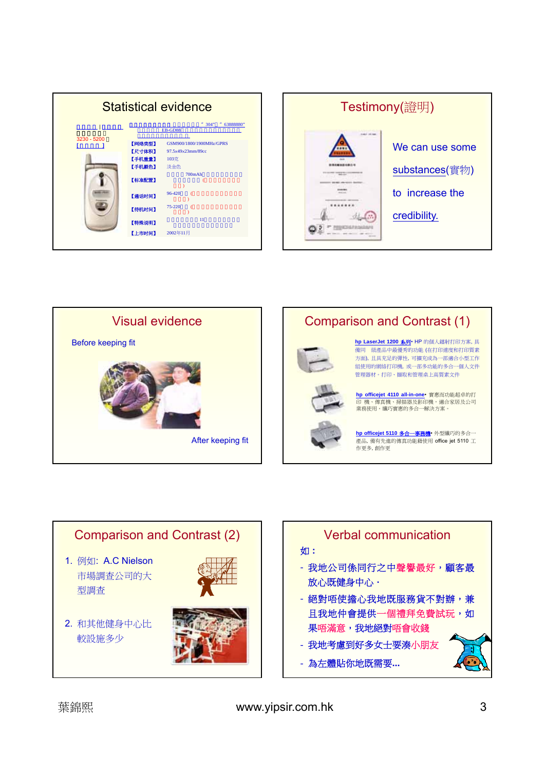## Statistical evidence

□□□□ | □□□□ □□□□□□ 3230 - 5200 □ [□□□□]

□□□□□□□□□□□□□□□□□□ " 304"□ " 63888880" □□□□□ EB-GD88□□□□□□□□□□□□□□□□□ □□□□□□□□□□□

| | |
|---|---|
| 【网络类型】 | GSM900/1800/1900MHz/GPRS |
| 【尺寸体积】 | 97.5x49x23mm/89cc |
| 【手机重量】 | 103克 |
| 【手机颜色】 | 淡金色 |
| 【标准配置】 | □□□□ 700mAh□□□□□□□□□□□□□□□□ (□□□□□□□□□ □□) |
| 【通话时间】 | 96-420□□ (□□□□□□□□□□□□□□□) |
| 【待机时间】 | 75-220□□ (□□□□□□□□□□□□□□□) |
| 【特殊说明】 | □□□□□□□□ 11□□□□□□□□□□□□□□□□□□□□□□ |
| 【上市时间】 | 2002年11月 |

## Testimony(證明)

We can use some substances(實物) to increase the credibility.

## Visual evidence

Before keeping fit

After keeping fit

## Comparison and Contrast (1)

hp LaserJet 1200 系列• HP 的個人鐳射打印方案，具備同 級產品中最優秀的功能 (在打印速度和打印質素方面)，且具充足的彈性，可擴充成為一部適合小型工作組使用的網絡打印機，或一部多功能的多合一個人文件管理器材。打印、攝取和管理桌上高質素文件

hp officejet 4110 all-in-one• 實惠而功能超卓的打印 機、傳真機、掃描器及影印機，適合家居及公司業務使用，纖巧實惠的多合一解決方案。

hp officejet 5110 多合一事務機• 外型纖巧的多合一產品，備有先進的傳真功能藉使用 office jet 5110 工作更多，創作更

## Comparison and Contrast (2)

1. 例如: A.C Nielson 市場調查公司的大型調查

2. 和其他健身中心比較設施多少

## Verbal communication

如：

- 我地公司係同行之中聲譽最好，顧客最放心既健身中心．
- 絕對唔使擔心我地既服務貨不對辦，兼且我地仲會提供一個禮拜免費試玩，如果唔滿意，我地絕對唔會收錢
- 我地考慮到好多女士要湊小朋友
- 為左體貼你地既需要...

葉錦熙 www.yipsir.com.hk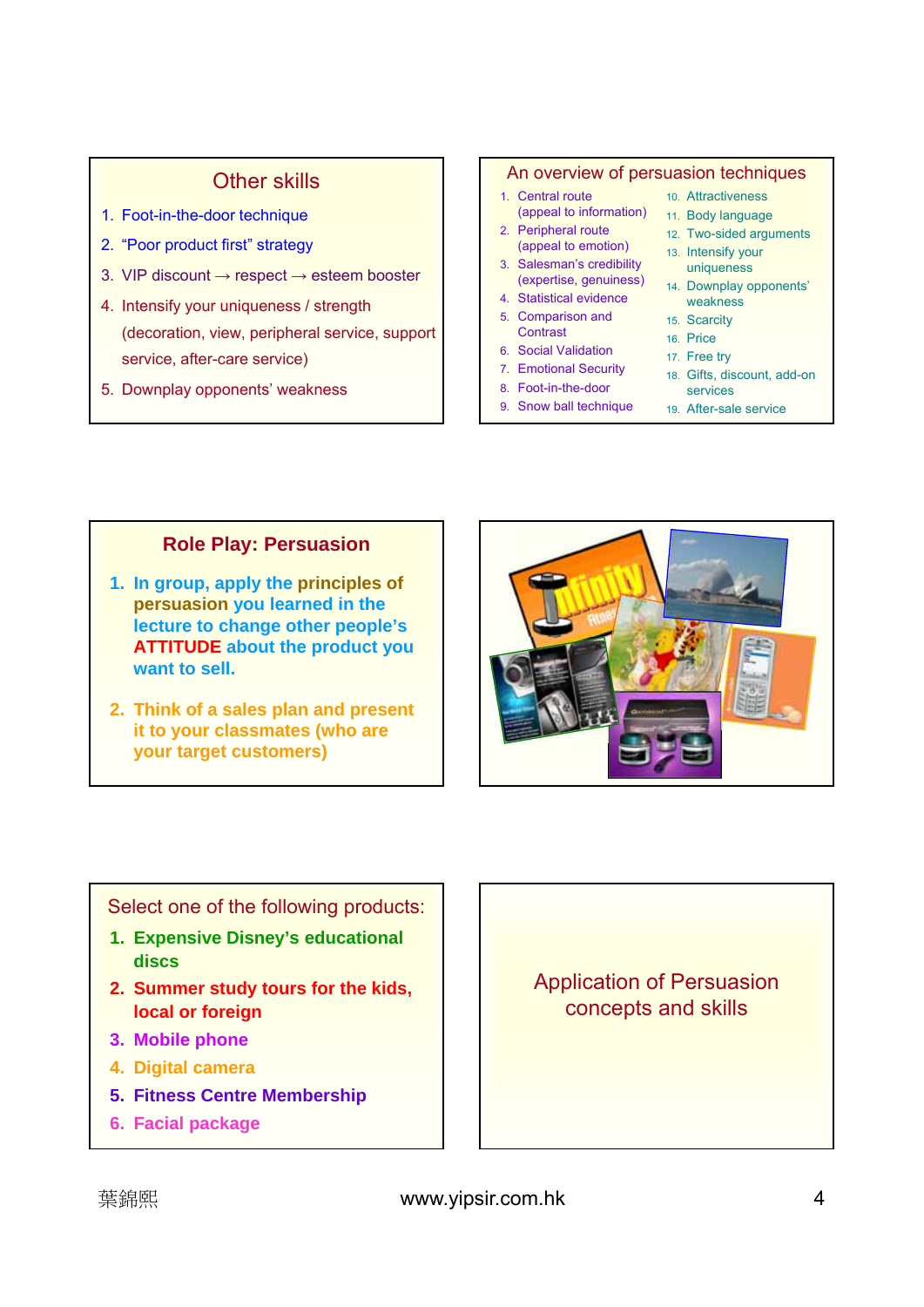## Other skills

1. Foot-in-the-door technique
2. "Poor product first" strategy
3. VIP discount → respect → esteem booster
4. Intensify your uniqueness / strength (decoration, view, peripheral service, support service, after-care service)
5. Downplay opponents' weakness

## An overview of persuasion techniques

1. Central route (appeal to information)
2. Peripheral route (appeal to emotion)
3. Salesman's credibility (expertise, genuineness)
4. Statistical evidence
5. Comparison and Contrast
6. Social Validation
7. Emotional Security
8. Foot-in-the-door
9. Snow ball technique
10. Attractiveness
11. Body language
12. Two-sided arguments
13. Intensify your uniqueness
14. Downplay opponents' weakness
15. Scarcity
16. Price
17. Free try
18. Gifts, discount, add-on services
19. After-sale service

## Role Play: Persuasion

1. **In group, apply the principles of persuasion you learned in the lecture to change other people's ATTITUDE about the product you want to sell.**
2. **Think of a sales plan and present it to your classmates (who are your target customers)**

## Select one of the following products:

1. **Expensive Disney's educational discs**
2. **Summer study tours for the kids, local or foreign**
3. **Mobile phone**
4. **Digital camera**
5. **Fitness Centre Membership**
6. **Facial package**

## Application of Persuasion concepts and skills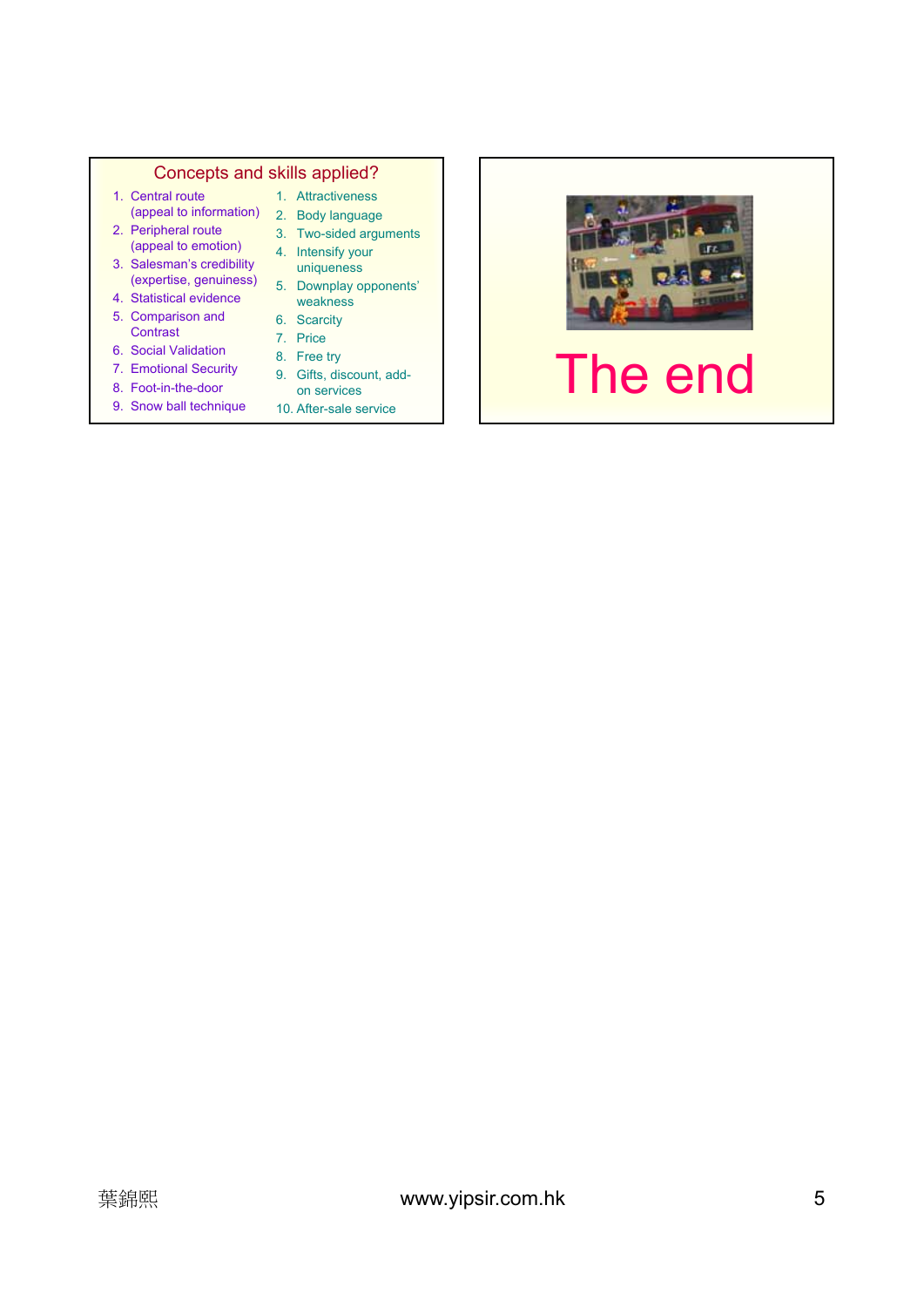## Concepts and skills applied?

1. Central route (appeal to information)
2. Peripheral route (appeal to emotion)
3. Salesman's credibility (expertise, genuiness)
4. Statistical evidence
5. Comparison and Contrast
6. Social Validation
7. Emotional Security
8. Foot-in-the-door
9. Snow ball technique

1. Attractiveness
2. Body language
3. Two-sided arguments
4. Intensify your uniqueness
5. Downplay opponents' weakness
6. Scarcity
7. Price
8. Free try
9. Gifts, discount, add-on services
10. After-sale service

# The end